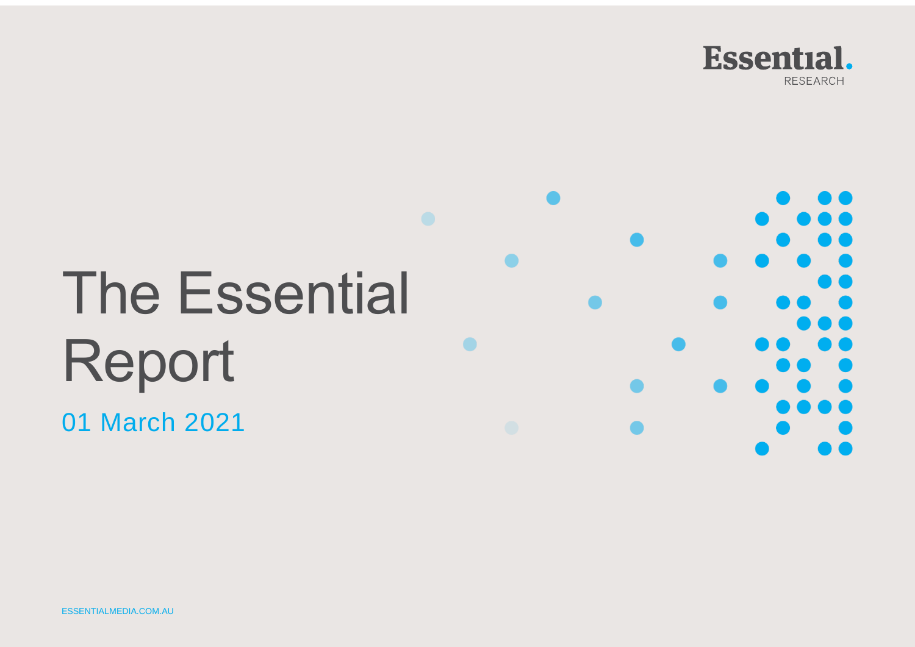Essential.
RESEARCH

# The Essential Report

01 March 2021

ESSENTIALMEDIA.COM.AU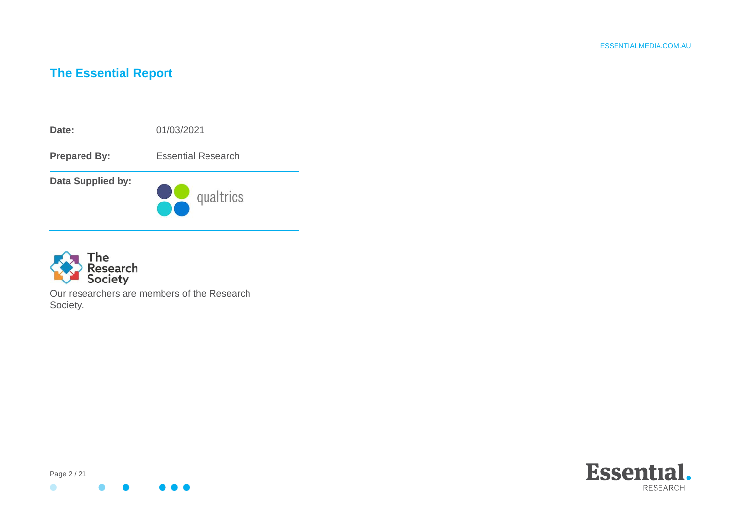## The Essential Report

| | |
|---|---|
| **Date:** | 01/03/2021 |
| **Prepared By:** | Essential Research |
| **Data Supplied by:** | qualtrics |

Our researchers are members of the Research Society.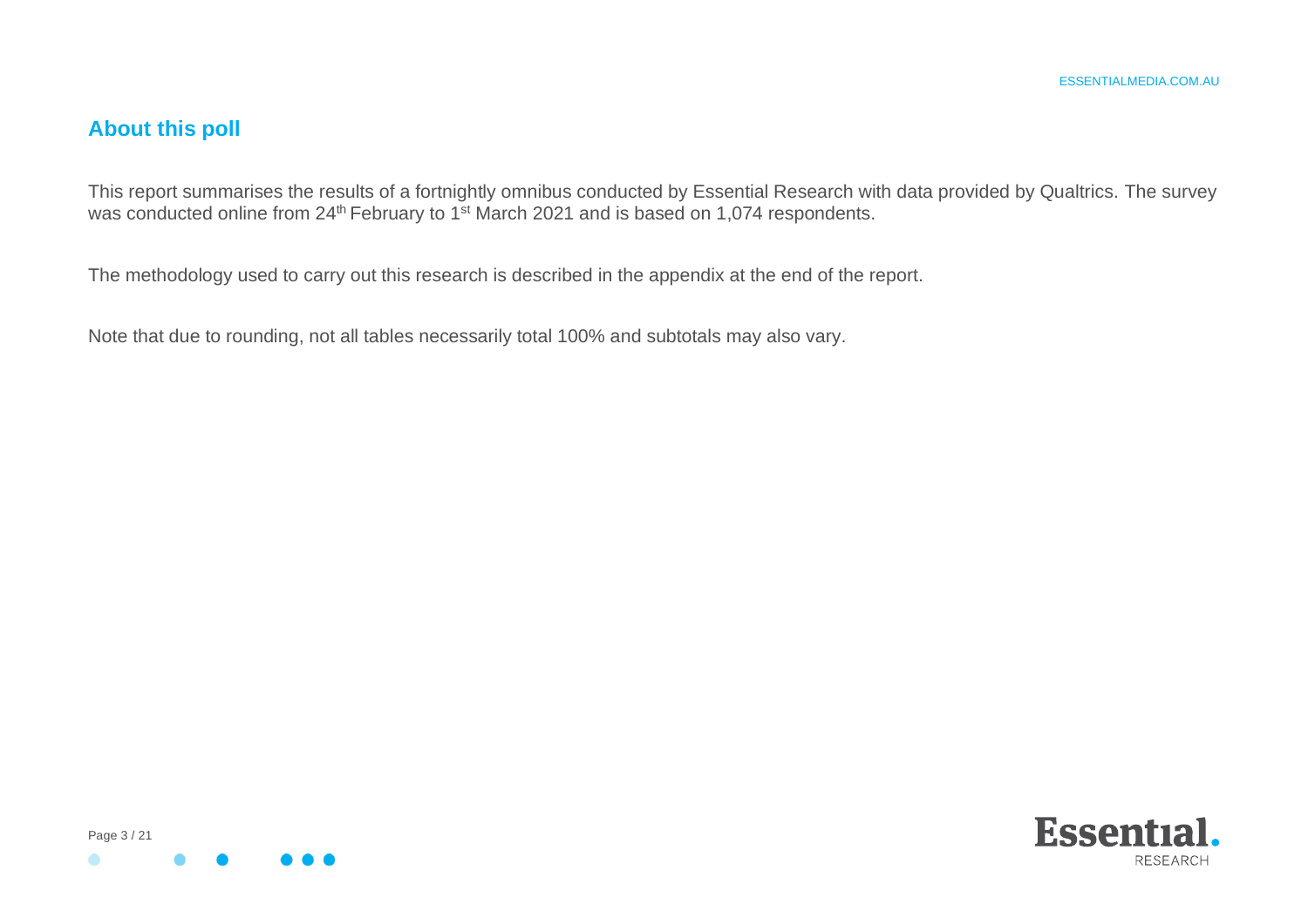## About this poll

This report summarises the results of a fortnightly omnibus conducted by Essential Research with data provided by Qualtrics. The survey was conducted online from 24th February to 1st March 2021 and is based on 1,074 respondents.

The methodology used to carry out this research is described in the appendix at the end of the report.

Note that due to rounding, not all tables necessarily total 100% and subtotals may also vary.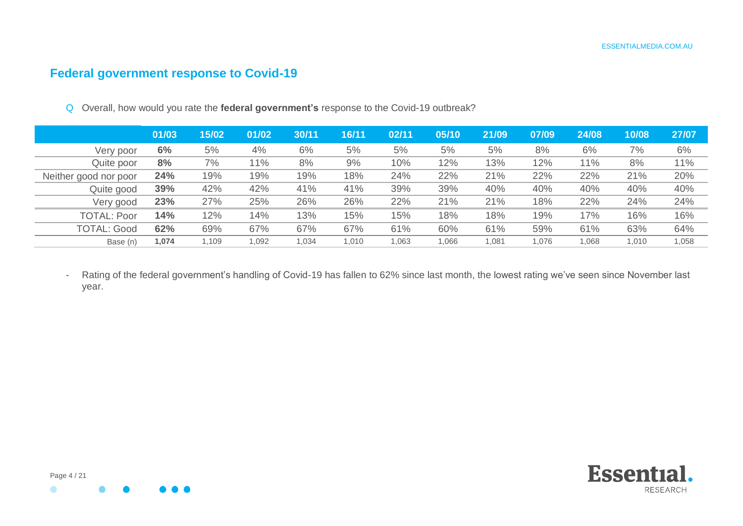## Federal government response to Covid-19

Q Overall, how would you rate the **federal government's** response to the Covid-19 outbreak?

| | 01/03 | 15/02 | 01/02 | 30/11 | 16/11 | 02/11 | 05/10 | 21/09 | 07/09 | 24/08 | 10/08 | 27/07 |
|---|---|---|---|---|---|---|---|---|---|---|---|---|
| Very poor | **6%** | 5% | 4% | 6% | 5% | 5% | 5% | 5% | 8% | 6% | 7% | 6% |
| Quite poor | **8%** | 7% | 11% | 8% | 9% | 10% | 12% | 13% | 12% | 11% | 8% | 11% |
| Neither good nor poor | **24%** | 19% | 19% | 19% | 18% | 24% | 22% | 21% | 22% | 22% | 21% | 20% |
| Quite good | **39%** | 42% | 42% | 41% | 41% | 39% | 39% | 40% | 40% | 40% | 40% | 40% |
| Very good | **23%** | 27% | 25% | 26% | 26% | 22% | 21% | 21% | 18% | 22% | 24% | 24% |
| TOTAL: Poor | **14%** | 12% | 14% | 13% | 15% | 15% | 18% | 18% | 19% | 17% | 16% | 16% |
| TOTAL: Good | **62%** | 69% | 67% | 67% | 67% | 61% | 60% | 61% | 59% | 61% | 63% | 64% |
| Base (n) | **1,074** | 1,109 | 1,092 | 1,034 | 1,010 | 1,063 | 1,066 | 1,081 | 1,076 | 1,068 | 1,010 | 1,058 |

- Rating of the federal government's handling of Covid-19 has fallen to 62% since last month, the lowest rating we've seen since November last year.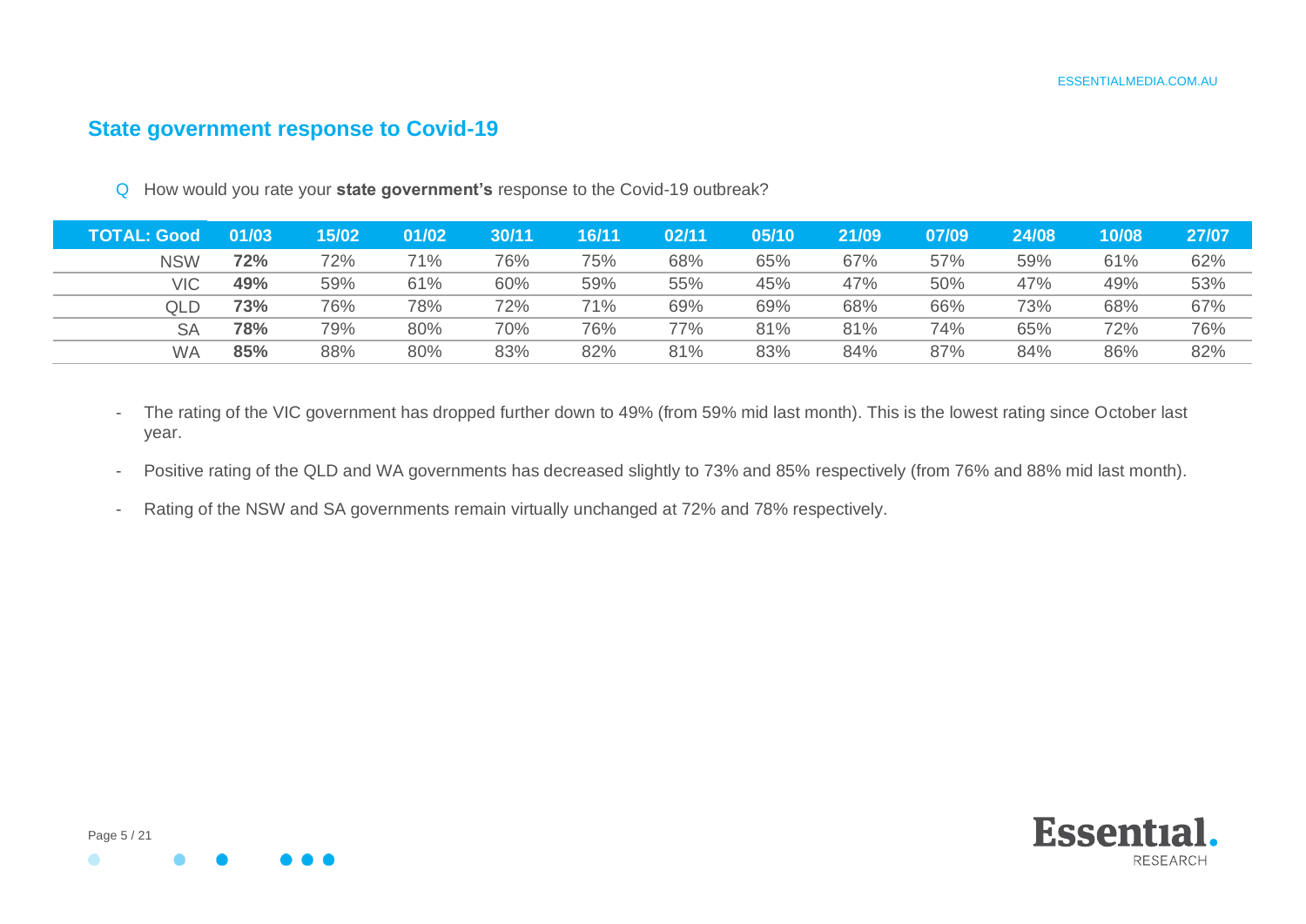## State government response to Covid-19

Q How would you rate your **state government's** response to the Covid-19 outbreak?

| TOTAL: Good | 01/03 | 15/02 | 01/02 | 30/11 | 16/11 | 02/11 | 05/10 | 21/09 | 07/09 | 24/08 | 10/08 | 27/07 |
|---|---|---|---|---|---|---|---|---|---|---|---|---|
| NSW | **72%** | 72% | 71% | 76% | 75% | 68% | 65% | 67% | 57% | 59% | 61% | 62% |
| VIC | **49%** | 59% | 61% | 60% | 59% | 55% | 45% | 47% | 50% | 47% | 49% | 53% |
| QLD | **73%** | 76% | 78% | 72% | 71% | 69% | 69% | 68% | 66% | 73% | 68% | 67% |
| SA | **78%** | 79% | 80% | 70% | 76% | 77% | 81% | 81% | 74% | 65% | 72% | 76% |
| WA | **85%** | 88% | 80% | 83% | 82% | 81% | 83% | 84% | 87% | 84% | 86% | 82% |

- The rating of the VIC government has dropped further down to 49% (from 59% mid last month). This is the lowest rating since October last year.
- Positive rating of the QLD and WA governments has decreased slightly to 73% and 85% respectively (from 76% and 88% mid last month).
- Rating of the NSW and SA governments remain virtually unchanged at 72% and 78% respectively.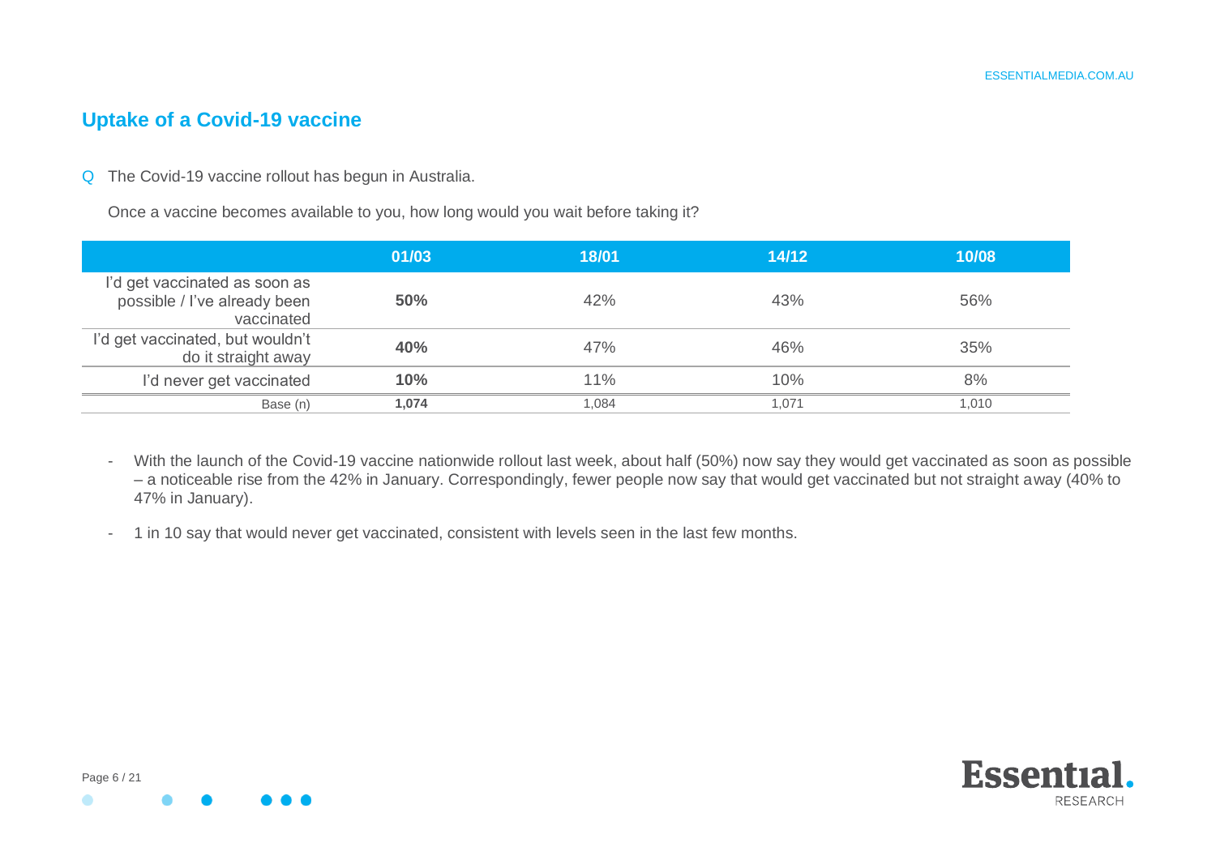## Uptake of a Covid-19 vaccine

Q The Covid-19 vaccine rollout has begun in Australia.

Once a vaccine becomes available to you, how long would you wait before taking it?

| | 01/03 | 18/01 | 14/12 | 10/08 |
|---|---|---|---|---|
| I'd get vaccinated as soon as possible / I've already been vaccinated | **50%** | 42% | 43% | 56% |
| I'd get vaccinated, but wouldn't do it straight away | **40%** | 47% | 46% | 35% |
| I'd never get vaccinated | **10%** | 11% | 10% | 8% |
| Base (n) | **1,074** | 1,084 | 1,071 | 1,010 |

- With the launch of the Covid-19 vaccine nationwide rollout last week, about half (50%) now say they would get vaccinated as soon as possible – a noticeable rise from the 42% in January. Correspondingly, fewer people now say that would get vaccinated but not straight away (40% to 47% in January).
- 1 in 10 say that would never get vaccinated, consistent with levels seen in the last few months.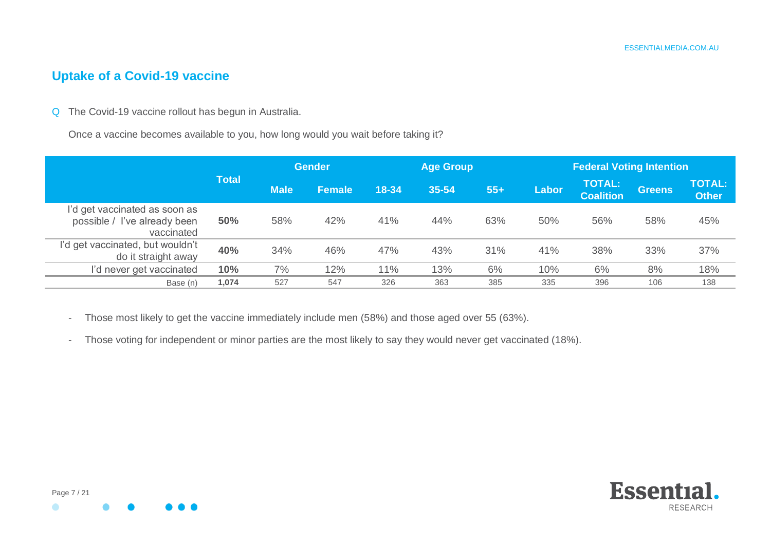## Uptake of a Covid-19 vaccine

Q The Covid-19 vaccine rollout has begun in Australia.

Once a vaccine becomes available to you, how long would you wait before taking it?

| | Total | Gender | | Age Group | | | Federal Voting Intention | | | |
|---|---|---|---|---|---|---|---|---|---|---|
| | | Male | Female | 18-34 | 35-54 | 55+ | Labor | TOTAL: Coalition | Greens | TOTAL: Other |
| I'd get vaccinated as soon as possible / I've already been vaccinated | **50%** | 58% | 42% | 41% | 44% | 63% | 50% | 56% | 58% | 45% |
| I'd get vaccinated, but wouldn't do it straight away | **40%** | 34% | 46% | 47% | 43% | 31% | 41% | 38% | 33% | 37% |
| I'd never get vaccinated | **10%** | 7% | 12% | 11% | 13% | 6% | 10% | 6% | 8% | 18% |
| Base (n) | **1,074** | 527 | 547 | 326 | 363 | 385 | 335 | 396 | 106 | 138 |

- Those most likely to get the vaccine immediately include men (58%) and those aged over 55 (63%).
- Those voting for independent or minor parties are the most likely to say they would never get vaccinated (18%).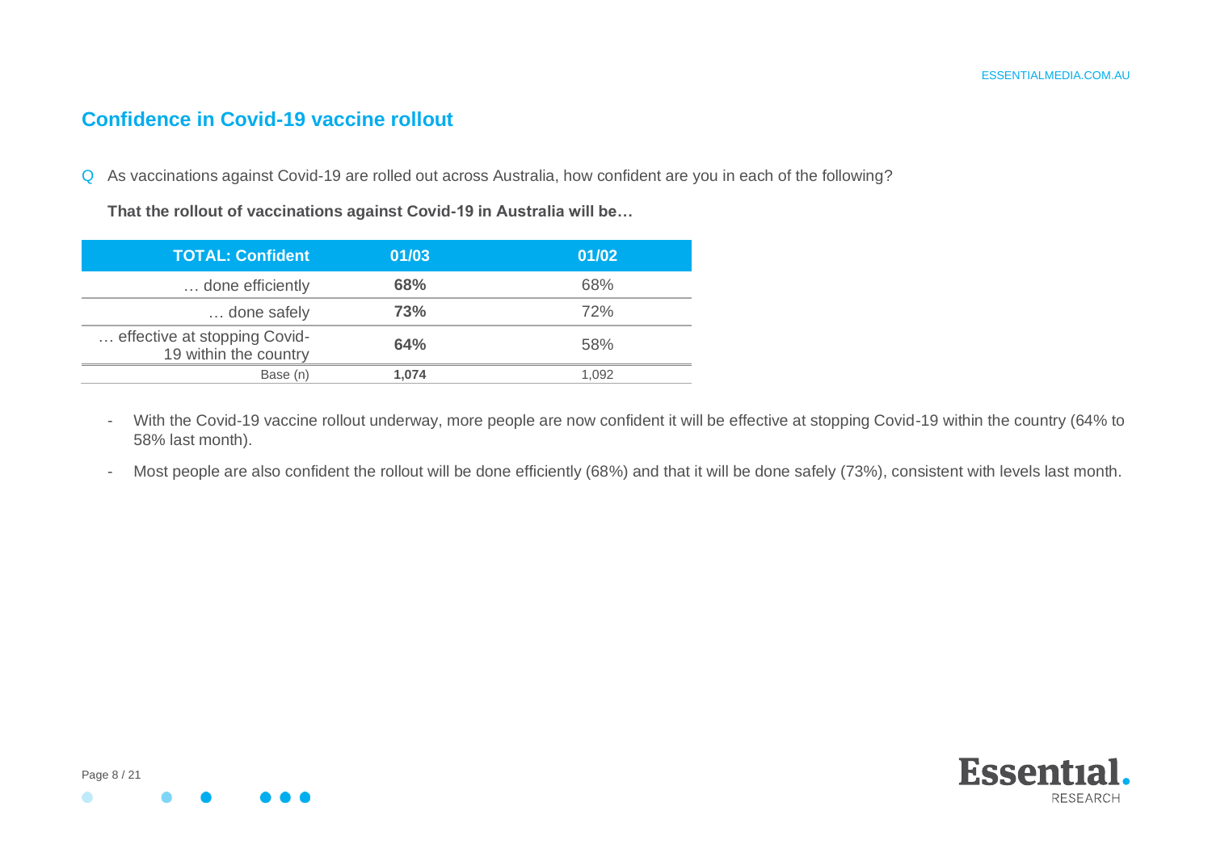## Confidence in Covid-19 vaccine rollout

Q As vaccinations against Covid-19 are rolled out across Australia, how confident are you in each of the following?

**That the rollout of vaccinations against Covid-19 in Australia will be…**

| TOTAL: Confident | 01/03 | 01/02 |
|---|---|---|
| … done efficiently | **68%** | 68% |
| … done safely | **73%** | 72% |
| … effective at stopping Covid-19 within the country | **64%** | 58% |
| Base (n) | **1,074** | 1,092 |

- With the Covid-19 vaccine rollout underway, more people are now confident it will be effective at stopping Covid-19 within the country (64% to 58% last month).
- Most people are also confident the rollout will be done efficiently (68%) and that it will be done safely (73%), consistent with levels last month.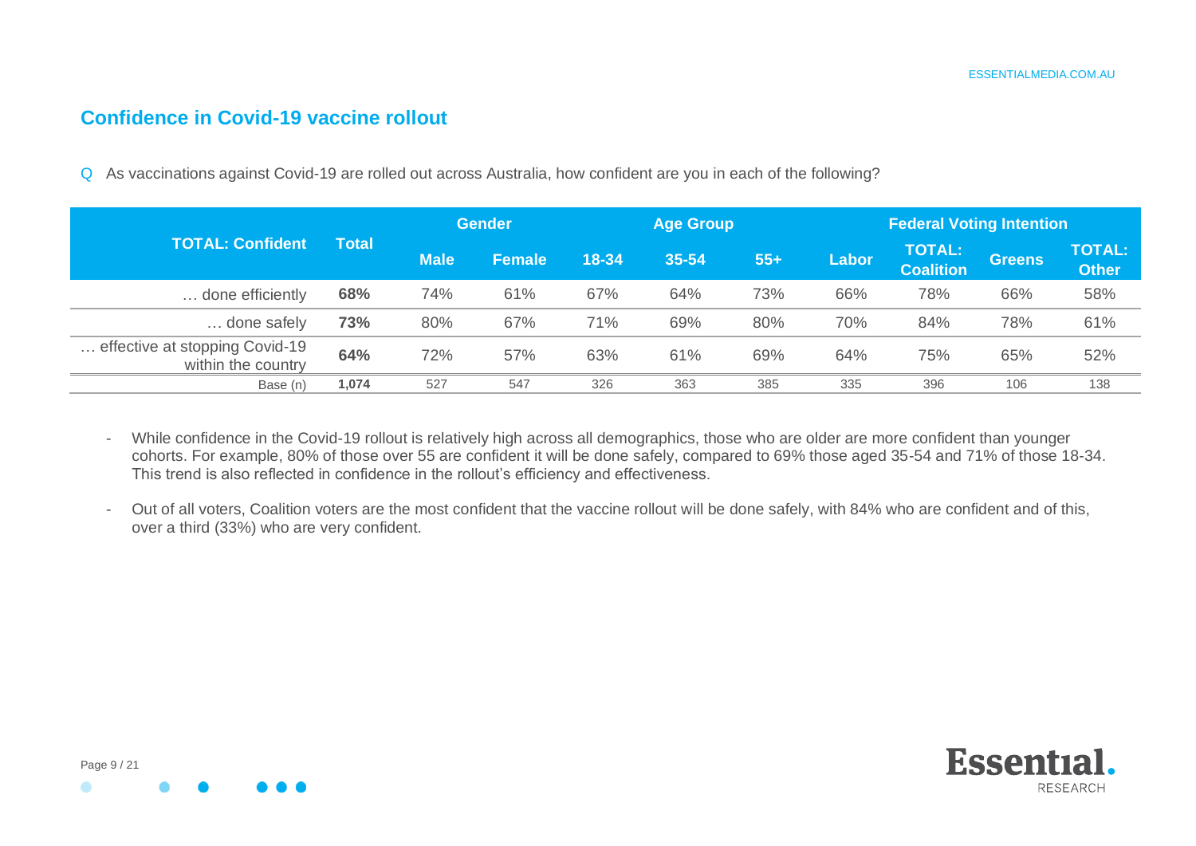## Confidence in Covid-19 vaccine rollout

Q As vaccinations against Covid-19 are rolled out across Australia, how confident are you in each of the following?

| TOTAL: Confident | Total | Gender | | Age Group | | | Federal Voting Intention | | | |
|---|---|---|---|---|---|---|---|---|---|---|
| | | Male | Female | 18-34 | 35-54 | 55+ | Labor | TOTAL: Coalition | Greens | TOTAL: Other |
| … done efficiently | **68%** | 74% | 61% | 67% | 64% | 73% | 66% | 78% | 66% | 58% |
| … done safely | **73%** | 80% | 67% | 71% | 69% | 80% | 70% | 84% | 78% | 61% |
| … effective at stopping Covid-19 within the country | **64%** | 72% | 57% | 63% | 61% | 69% | 64% | 75% | 65% | 52% |
| Base (n) | **1,074** | 527 | 547 | 326 | 363 | 385 | 335 | 396 | 106 | 138 |

- While confidence in the Covid-19 rollout is relatively high across all demographics, those who are older are more confident than younger cohorts. For example, 80% of those over 55 are confident it will be done safely, compared to 69% those aged 35-54 and 71% of those 18-34. This trend is also reflected in confidence in the rollout's efficiency and effectiveness.
- Out of all voters, Coalition voters are the most confident that the vaccine rollout will be done safely, with 84% who are confident and of this, over a third (33%) who are very confident.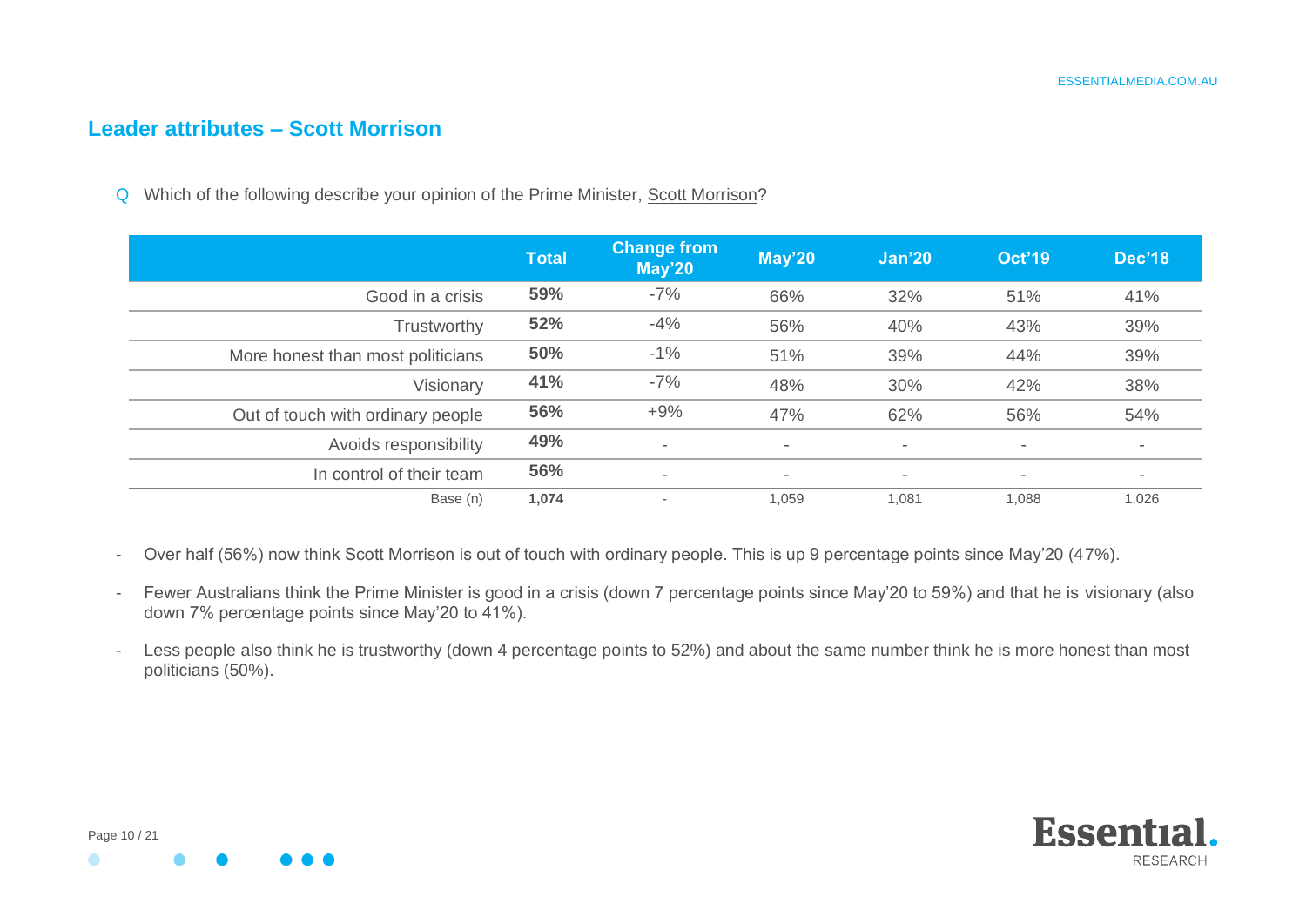## Leader attributes – Scott Morrison

Q Which of the following describe your opinion of the Prime Minister, Scott Morrison?

| | Total | Change from May'20 | May'20 | Jan'20 | Oct'19 | Dec'18 |
|---|---|---|---|---|---|---|
| Good in a crisis | **59%** | -7% | 66% | 32% | 51% | 41% |
| Trustworthy | **52%** | -4% | 56% | 40% | 43% | 39% |
| More honest than most politicians | **50%** | -1% | 51% | 39% | 44% | 39% |
| Visionary | **41%** | -7% | 48% | 30% | 42% | 38% |
| Out of touch with ordinary people | **56%** | +9% | 47% | 62% | 56% | 54% |
| Avoids responsibility | **49%** | - | - | - | - | - |
| In control of their team | **56%** | - | - | - | - | - |
| Base (n) | **1,074** | - | 1,059 | 1,081 | 1,088 | 1,026 |

- Over half (56%) now think Scott Morrison is out of touch with ordinary people. This is up 9 percentage points since May'20 (47%).
- Fewer Australians think the Prime Minister is good in a crisis (down 7 percentage points since May'20 to 59%) and that he is visionary (also down 7% percentage points since May'20 to 41%).
- Less people also think he is trustworthy (down 4 percentage points to 52%) and about the same number think he is more honest than most politicians (50%).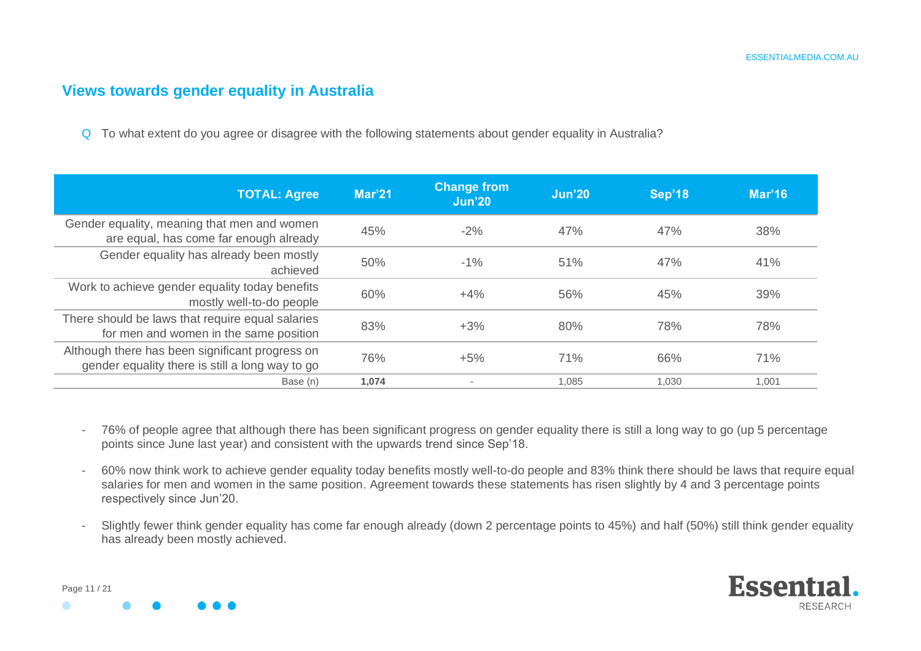## Views towards gender equality in Australia

Q To what extent do you agree or disagree with the following statements about gender equality in Australia?

| TOTAL: Agree | Mar'21 | Change from Jun'20 | Jun'20 | Sep'18 | Mar'16 |
|---|---|---|---|---|---|
| Gender equality, meaning that men and women are equal, has come far enough already | 45% | -2% | 47% | 47% | 38% |
| Gender equality has already been mostly achieved | 50% | -1% | 51% | 47% | 41% |
| Work to achieve gender equality today benefits mostly well-to-do people | 60% | +4% | 56% | 45% | 39% |
| There should be laws that require equal salaries for men and women in the same position | 83% | +3% | 80% | 78% | 78% |
| Although there has been significant progress on gender equality there is still a long way to go | 76% | +5% | 71% | 66% | 71% |
| Base (n) | **1,074** | - | 1,085 | 1,030 | 1,001 |

- 76% of people agree that although there has been significant progress on gender equality there is still a long way to go (up 5 percentage points since June last year) and consistent with the upwards trend since Sep'18.
- 60% now think work to achieve gender equality today benefits mostly well-to-do people and 83% think there should be laws that require equal salaries for men and women in the same position. Agreement towards these statements has risen slightly by 4 and 3 percentage points respectively since Jun'20.
- Slightly fewer think gender equality has come far enough already (down 2 percentage points to 45%) and half (50%) still think gender equality has already been mostly achieved.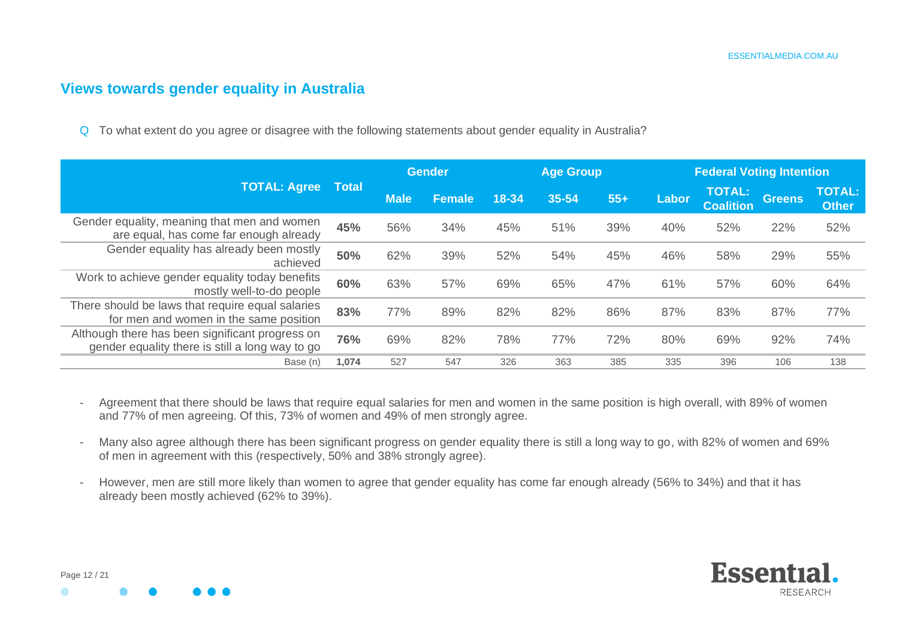## Views towards gender equality in Australia

Q To what extent do you agree or disagree with the following statements about gender equality in Australia?

| TOTAL: Agree | Total | Gender | | Age Group | | | Federal Voting Intention | | | |
|---|---|---|---|---|---|---|---|---|---|---|
| | | Male | Female | 18-34 | 35-54 | 55+ | Labor | TOTAL: Coalition | Greens | TOTAL: Other |
| Gender equality, meaning that men and women are equal, has come far enough already | **45%** | 56% | 34% | 45% | 51% | 39% | 40% | 52% | 22% | 52% |
| Gender equality has already been mostly achieved | **50%** | 62% | 39% | 52% | 54% | 45% | 46% | 58% | 29% | 55% |
| Work to achieve gender equality today benefits mostly well-to-do people | **60%** | 63% | 57% | 69% | 65% | 47% | 61% | 57% | 60% | 64% |
| There should be laws that require equal salaries for men and women in the same position | **83%** | 77% | 89% | 82% | 82% | 86% | 87% | 83% | 87% | 77% |
| Although there has been significant progress on gender equality there is still a long way to go | **76%** | 69% | 82% | 78% | 77% | 72% | 80% | 69% | 92% | 74% |
| Base (n) | **1,074** | 527 | 547 | 326 | 363 | 385 | 335 | 396 | 106 | 138 |

- Agreement that there should be laws that require equal salaries for men and women in the same position is high overall, with 89% of women and 77% of men agreeing. Of this, 73% of women and 49% of men strongly agree.
- Many also agree although there has been significant progress on gender equality there is still a long way to go, with 82% of women and 69% of men in agreement with this (respectively, 50% and 38% strongly agree).
- However, men are still more likely than women to agree that gender equality has come far enough already (56% to 34%) and that it has already been mostly achieved (62% to 39%).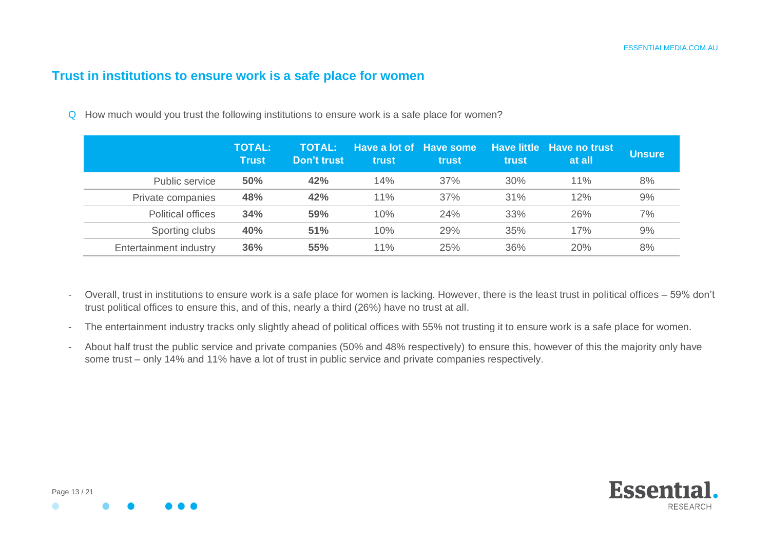## Trust in institutions to ensure work is a safe place for women

Q How much would you trust the following institutions to ensure work is a safe place for women?

| | TOTAL: Trust | TOTAL: Don't trust | Have a lot of trust | Have some trust | Have little trust | Have no trust at all | Unsure |
|---|---|---|---|---|---|---|---|
| Public service | **50%** | **42%** | 14% | 37% | 30% | 11% | 8% |
| Private companies | **48%** | **42%** | 11% | 37% | 31% | 12% | 9% |
| Political offices | **34%** | **59%** | 10% | 24% | 33% | 26% | 7% |
| Sporting clubs | **40%** | **51%** | 10% | 29% | 35% | 17% | 9% |
| Entertainment industry | **36%** | **55%** | 11% | 25% | 36% | 20% | 8% |

- Overall, trust in institutions to ensure work is a safe place for women is lacking. However, there is the least trust in political offices – 59% don't trust political offices to ensure this, and of this, nearly a third (26%) have no trust at all.
- The entertainment industry tracks only slightly ahead of political offices with 55% not trusting it to ensure work is a safe place for women.
- About half trust the public service and private companies (50% and 48% respectively) to ensure this, however of this the majority only have some trust – only 14% and 11% have a lot of trust in public service and private companies respectively.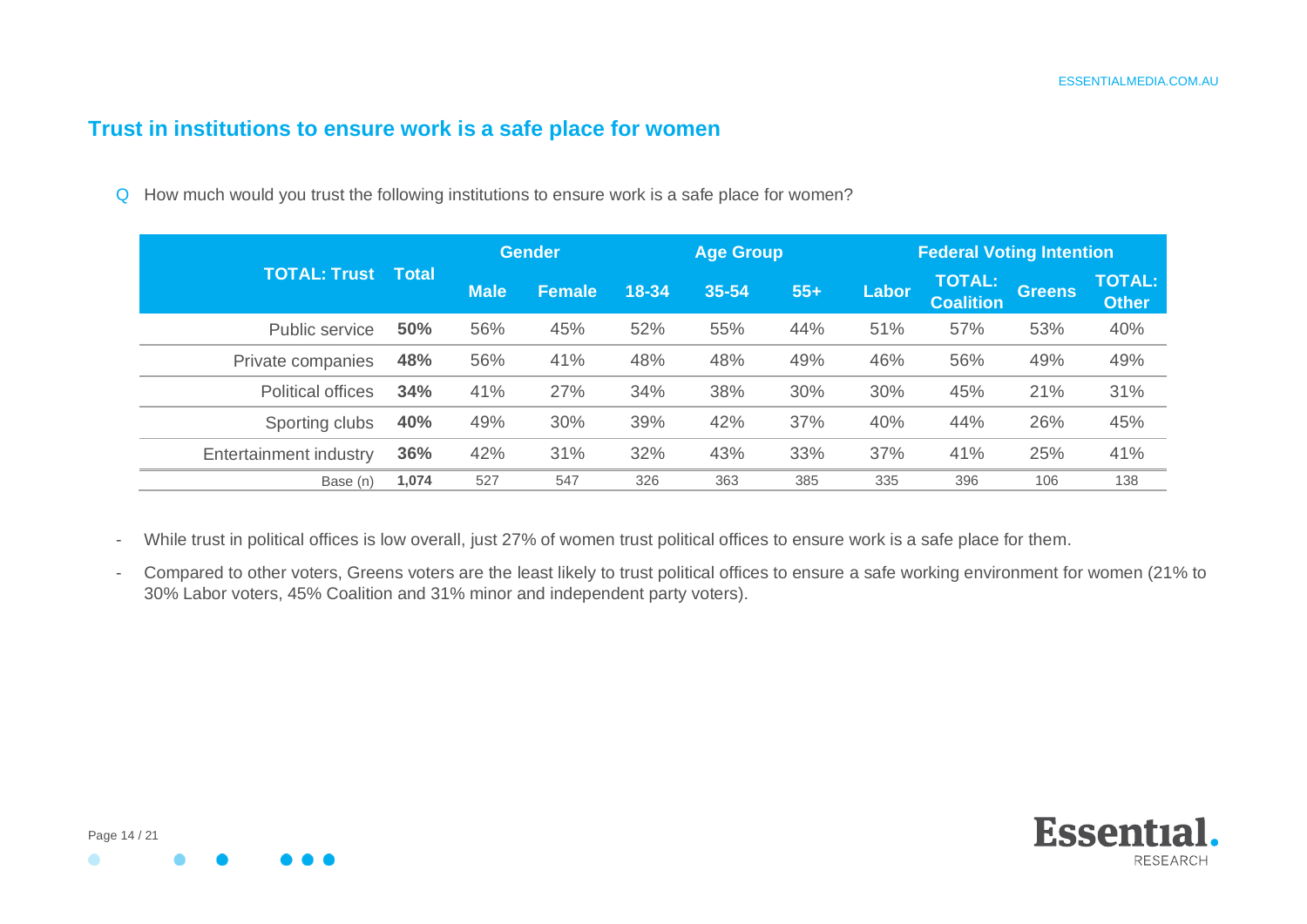## Trust in institutions to ensure work is a safe place for women

Q How much would you trust the following institutions to ensure work is a safe place for women?

| TOTAL: Trust | Total | Gender | | Age Group | | | Federal Voting Intention | | | |
|---|---|---|---|---|---|---|---|---|---|---|
| | | Male | Female | 18-34 | 35-54 | 55+ | Labor | TOTAL: Coalition | Greens | TOTAL: Other |
| Public service | **50%** | 56% | 45% | 52% | 55% | 44% | 51% | 57% | 53% | 40% |
| Private companies | **48%** | 56% | 41% | 48% | 48% | 49% | 46% | 56% | 49% | 49% |
| Political offices | **34%** | 41% | 27% | 34% | 38% | 30% | 30% | 45% | 21% | 31% |
| Sporting clubs | **40%** | 49% | 30% | 39% | 42% | 37% | 40% | 44% | 26% | 45% |
| Entertainment industry | **36%** | 42% | 31% | 32% | 43% | 33% | 37% | 41% | 25% | 41% |
| Base (n) | **1,074** | 527 | 547 | 326 | 363 | 385 | 335 | 396 | 106 | 138 |

- While trust in political offices is low overall, just 27% of women trust political offices to ensure work is a safe place for them.
- Compared to other voters, Greens voters are the least likely to trust political offices to ensure a safe working environment for women (21% to 30% Labor voters, 45% Coalition and 31% minor and independent party voters).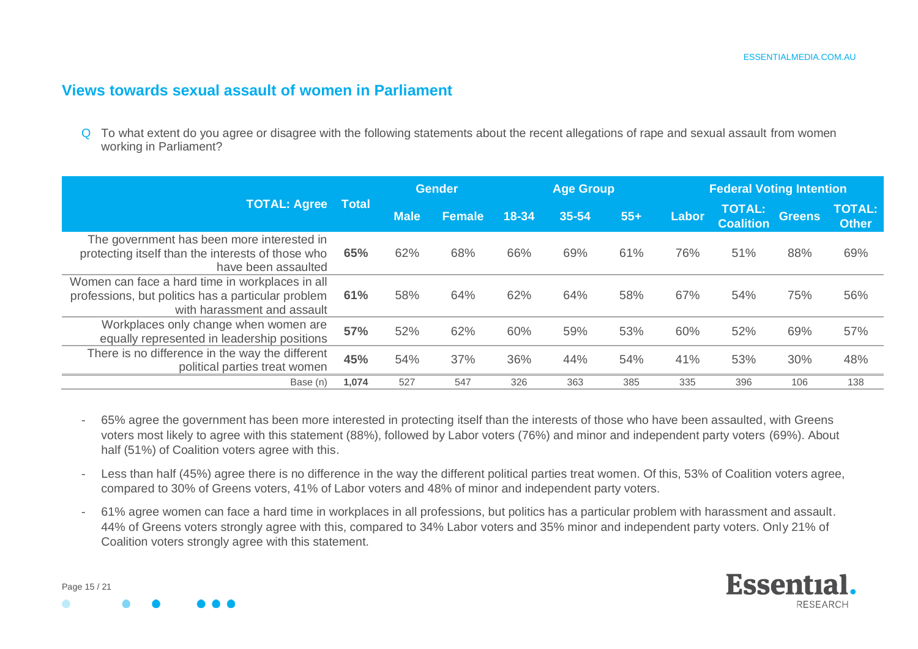## Views towards sexual assault of women in Parliament

Q To what extent do you agree or disagree with the following statements about the recent allegations of rape and sexual assault from women working in Parliament?

| TOTAL: Agree | Total | Gender | | Age Group | | | Federal Voting Intention | | | |
|---|---|---|---|---|---|---|---|---|---|---|
| | | Male | Female | 18-34 | 35-54 | 55+ | Labor | TOTAL: Coalition | Greens | TOTAL: Other |
| The government has been more interested in protecting itself than the interests of those who have been assaulted | **65%** | 62% | 68% | 66% | 69% | 61% | 76% | 51% | 88% | 69% |
| Women can face a hard time in workplaces in all professions, but politics has a particular problem with harassment and assault | **61%** | 58% | 64% | 62% | 64% | 58% | 67% | 54% | 75% | 56% |
| Workplaces only change when women are equally represented in leadership positions | **57%** | 52% | 62% | 60% | 59% | 53% | 60% | 52% | 69% | 57% |
| There is no difference in the way the different political parties treat women | **45%** | 54% | 37% | 36% | 44% | 54% | 41% | 53% | 30% | 48% |
| Base (n) | **1,074** | 527 | 547 | 326 | 363 | 385 | 335 | 396 | 106 | 138 |

- 65% agree the government has been more interested in protecting itself than the interests of those who have been assaulted, with Greens voters most likely to agree with this statement (88%), followed by Labor voters (76%) and minor and independent party voters (69%). About half (51%) of Coalition voters agree with this.
- Less than half (45%) agree there is no difference in the way the different political parties treat women. Of this, 53% of Coalition voters agree, compared to 30% of Greens voters, 41% of Labor voters and 48% of minor and independent party voters.
- 61% agree women can face a hard time in workplaces in all professions, but politics has a particular problem with harassment and assault. 44% of Greens voters strongly agree with this, compared to 34% Labor voters and 35% minor and independent party voters. Only 21% of Coalition voters strongly agree with this statement.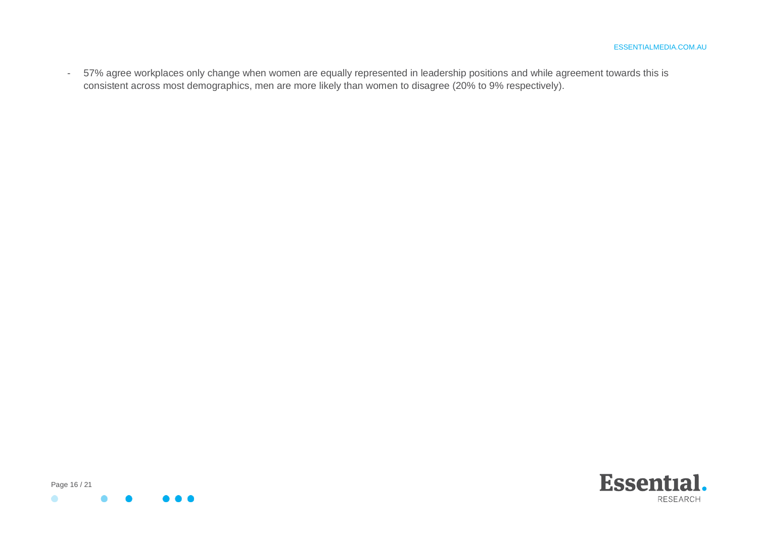- 57% agree workplaces only change when women are equally represented in leadership positions and while agreement towards this is consistent across most demographics, men are more likely than women to disagree (20% to 9% respectively).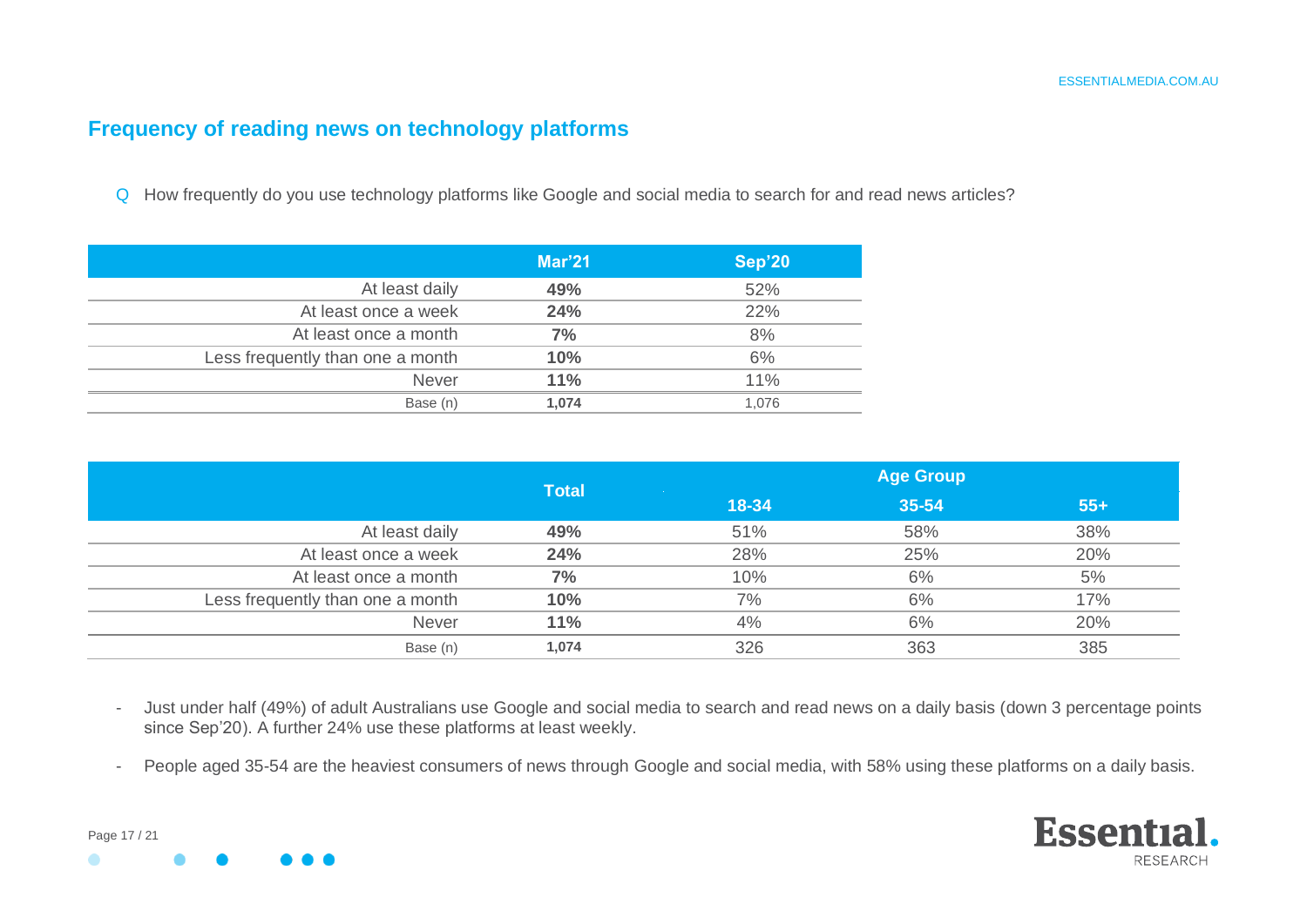## Frequency of reading news on technology platforms

Q How frequently do you use technology platforms like Google and social media to search for and read news articles?

| | Mar'21 | Sep'20 |
|---|---|---|
| At least daily | **49%** | 52% |
| At least once a week | **24%** | 22% |
| At least once a month | **7%** | 8% |
| Less frequently than one a month | **10%** | 6% |
| Never | **11%** | 11% |
| Base (n) | **1,074** | 1,076 |

| | Total | Age Group | | |
|---|---|---|---|---|
| | | 18-34 | 35-54 | 55+ |
| At least daily | **49%** | 51% | 58% | 38% |
| At least once a week | **24%** | 28% | 25% | 20% |
| At least once a month | **7%** | 10% | 6% | 5% |
| Less frequently than one a month | **10%** | 7% | 6% | 17% |
| Never | **11%** | 4% | 6% | 20% |
| Base (n) | **1,074** | 326 | 363 | 385 |

- Just under half (49%) of adult Australians use Google and social media to search and read news on a daily basis (down 3 percentage points since Sep'20). A further 24% use these platforms at least weekly.
- People aged 35-54 are the heaviest consumers of news through Google and social media, with 58% using these platforms on a daily basis.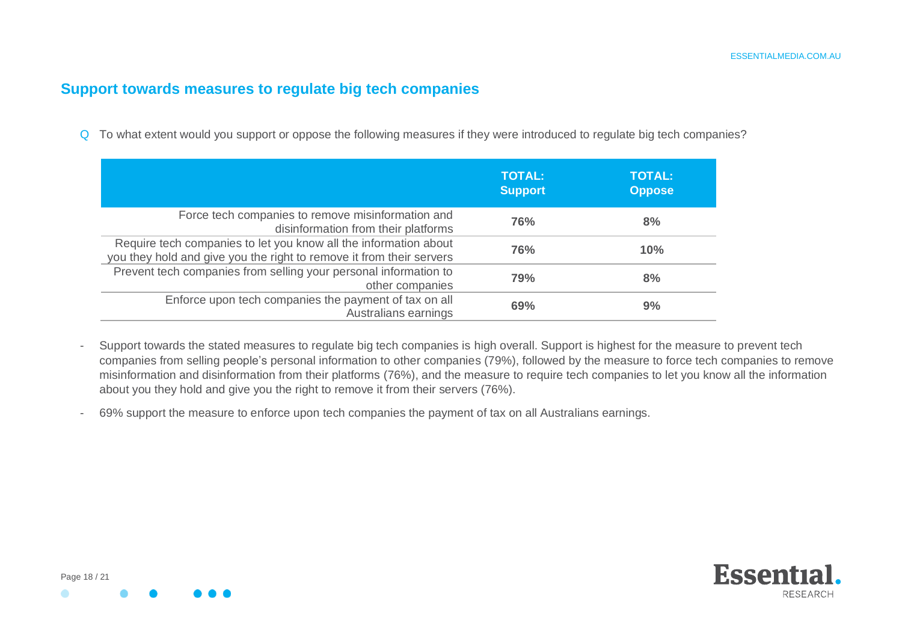## Support towards measures to regulate big tech companies

Q To what extent would you support or oppose the following measures if they were introduced to regulate big tech companies?

| | TOTAL: Support | TOTAL: Oppose |
|---|---|---|
| Force tech companies to remove misinformation and disinformation from their platforms | **76%** | **8%** |
| Require tech companies to let you know all the information about you they hold and give you the right to remove it from their servers | **76%** | **10%** |
| Prevent tech companies from selling your personal information to other companies | **79%** | **8%** |
| Enforce upon tech companies the payment of tax on all Australians earnings | **69%** | **9%** |

- Support towards the stated measures to regulate big tech companies is high overall. Support is highest for the measure to prevent tech companies from selling people's personal information to other companies (79%), followed by the measure to force tech companies to remove misinformation and disinformation from their platforms (76%), and the measure to require tech companies to let you know all the information about you they hold and give you the right to remove it from their servers (76%).
- 69% support the measure to enforce upon tech companies the payment of tax on all Australians earnings.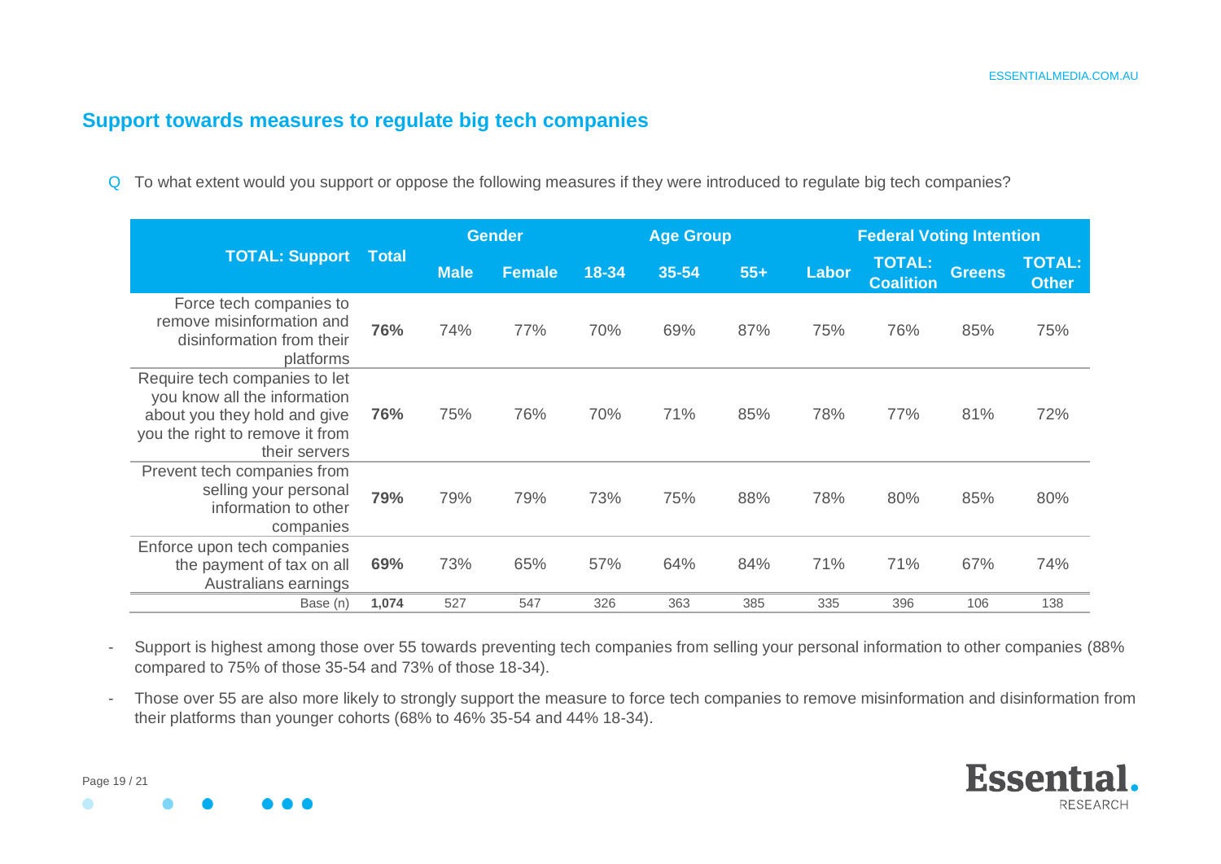## Support towards measures to regulate big tech companies

Q To what extent would you support or oppose the following measures if they were introduced to regulate big tech companies?

| TOTAL: Support | Total | Gender | | Age Group | | | Federal Voting Intention | | | |
|---|---|---|---|---|---|---|---|---|---|---|
| | | Male | Female | 18-34 | 35-54 | 55+ | Labor | TOTAL: Coalition | Greens | TOTAL: Other |
| Force tech companies to remove misinformation and disinformation from their platforms | **76%** | 74% | 77% | 70% | 69% | 87% | 75% | 76% | 85% | 75% |
| Require tech companies to let you know all the information about you they hold and give you the right to remove it from their servers | **76%** | 75% | 76% | 70% | 71% | 85% | 78% | 77% | 81% | 72% |
| Prevent tech companies from selling your personal information to other companies | **79%** | 79% | 79% | 73% | 75% | 88% | 78% | 80% | 85% | 80% |
| Enforce upon tech companies the payment of tax on all Australians earnings | **69%** | 73% | 65% | 57% | 64% | 84% | 71% | 71% | 67% | 74% |
| Base (n) | **1,074** | 527 | 547 | 326 | 363 | 385 | 335 | 396 | 106 | 138 |

- Support is highest among those over 55 towards preventing tech companies from selling your personal information to other companies (88% compared to 75% of those 35-54 and 73% of those 18-34).
- Those over 55 are also more likely to strongly support the measure to force tech companies to remove misinformation and disinformation from their platforms than younger cohorts (68% to 46% 35-54 and 44% 18-34).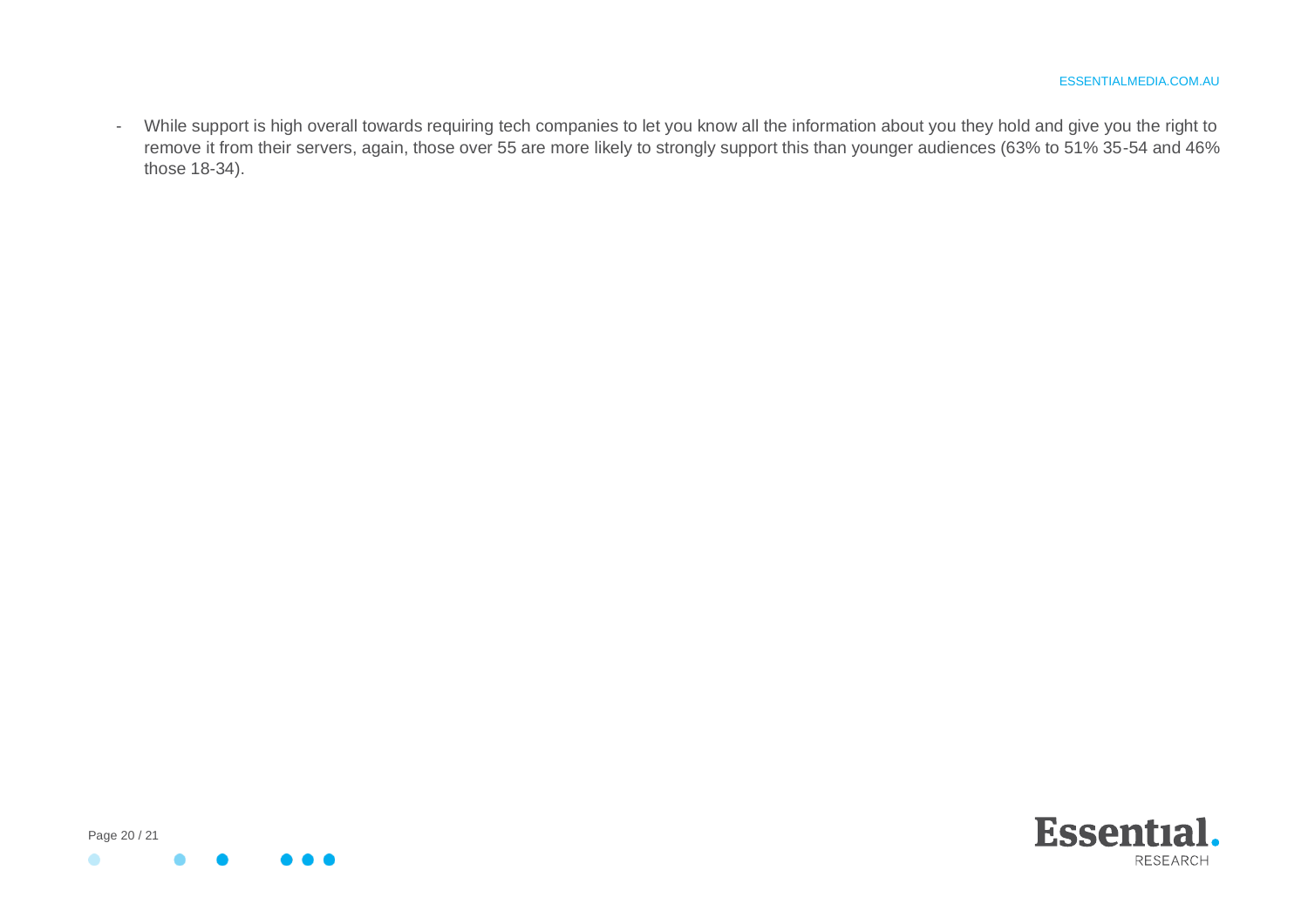- While support is high overall towards requiring tech companies to let you know all the information about you they hold and give you the right to remove it from their servers, again, those over 55 are more likely to strongly support this than younger audiences (63% to 51% 35-54 and 46% those 18-34).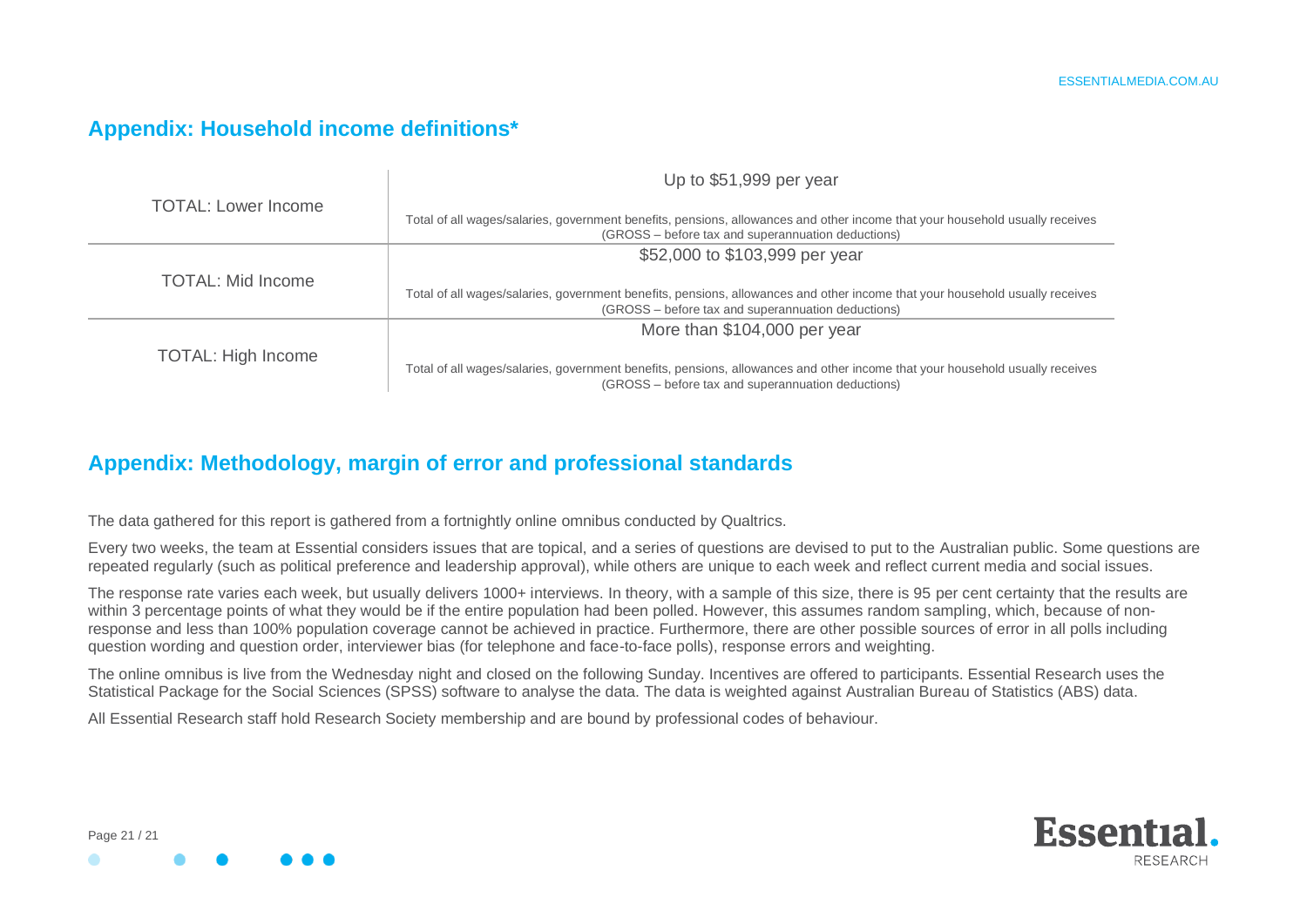## Appendix: Household income definitions*

| | |
|---|---|
| TOTAL: Lower Income | Up to $51,999 per year<br><br>Total of all wages/salaries, government benefits, pensions, allowances and other income that your household usually receives (GROSS – before tax and superannuation deductions) |
| TOTAL: Mid Income | $52,000 to $103,999 per year<br><br>Total of all wages/salaries, government benefits, pensions, allowances and other income that your household usually receives (GROSS – before tax and superannuation deductions) |
| TOTAL: High Income | More than $104,000 per year<br><br>Total of all wages/salaries, government benefits, pensions, allowances and other income that your household usually receives (GROSS – before tax and superannuation deductions) |

## Appendix: Methodology, margin of error and professional standards

The data gathered for this report is gathered from a fortnightly online omnibus conducted by Qualtrics.

Every two weeks, the team at Essential considers issues that are topical, and a series of questions are devised to put to the Australian public. Some questions are repeated regularly (such as political preference and leadership approval), while others are unique to each week and reflect current media and social issues.

The response rate varies each week, but usually delivers 1000+ interviews. In theory, with a sample of this size, there is 95 per cent certainty that the results are within 3 percentage points of what they would be if the entire population had been polled. However, this assumes random sampling, which, because of non-response and less than 100% population coverage cannot be achieved in practice. Furthermore, there are other possible sources of error in all polls including question wording and question order, interviewer bias (for telephone and face-to-face polls), response errors and weighting.

The online omnibus is live from the Wednesday night and closed on the following Sunday. Incentives are offered to participants. Essential Research uses the Statistical Package for the Social Sciences (SPSS) software to analyse the data. The data is weighted against Australian Bureau of Statistics (ABS) data.

All Essential Research staff hold Research Society membership and are bound by professional codes of behaviour.